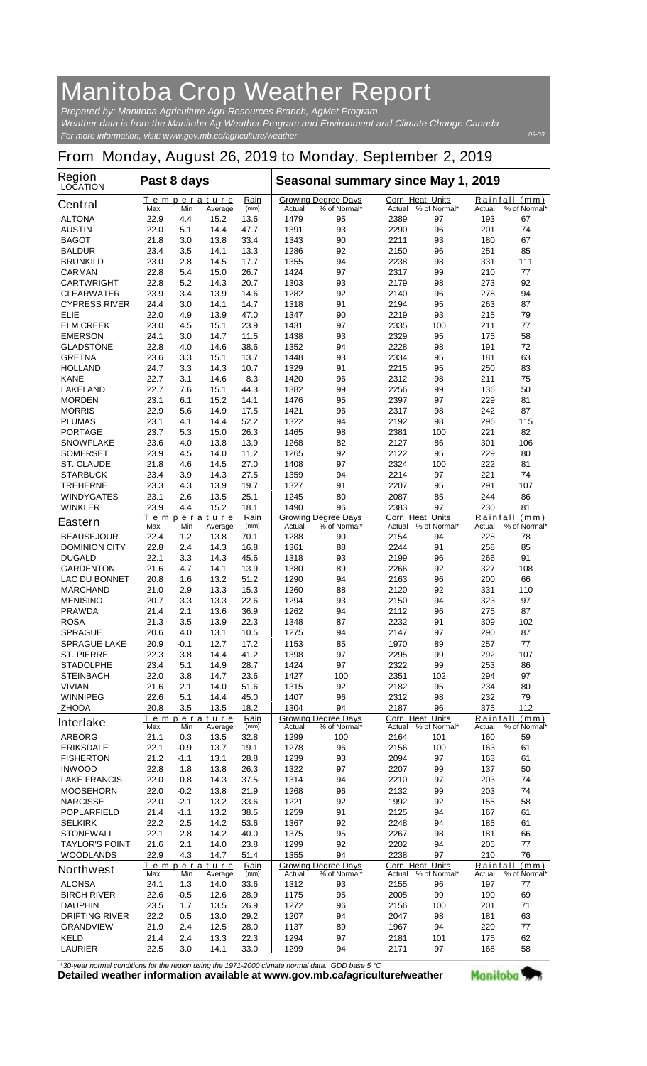# Manitoba Crop Weather Report

*Prepared by: Manitoba Agriculture Agri-Resources Branch, AgMet Program*
*Weather data is from the Manitoba Ag-Weather Program and Environment and Climate Change Canada*
*For more information, visit: www.gov.mb.ca/agriculture/weather*

09-03

## From Monday, August 26, 2019 to Monday, September 2, 2019

| Region LOCATION | Past 8 days | | | | Seasonal summary since May 1, 2019 | | | | | |
|---|---|---|---|---|---|---|---|---|---|---|
| | Temperature | | | Rain | Growing Degree Days | | Corn Heat Units | | Rainfall (mm) | |
| **Central** | Max | Min | Average | (mm) | Actual | % of Normal* | Actual | % of Normal* | Actual | % of Normal* |
| ALTONA | 22.9 | 4.4 | 15.2 | 13.6 | 1479 | 95 | 2389 | 97 | 193 | 67 |
| AUSTIN | 22.0 | 5.1 | 14.4 | 47.7 | 1391 | 93 | 2290 | 96 | 201 | 74 |
| BAGOT | 21.8 | 3.0 | 13.8 | 33.4 | 1343 | 90 | 2211 | 93 | 180 | 67 |
| BALDUR | 23.4 | 3.5 | 14.1 | 13.3 | 1286 | 92 | 2150 | 96 | 251 | 85 |
| BRUNKILD | 23.0 | 2.8 | 14.5 | 17.7 | 1355 | 94 | 2238 | 98 | 331 | 111 |
| CARMAN | 22.8 | 5.4 | 15.0 | 26.7 | 1424 | 97 | 2317 | 99 | 210 | 77 |
| CARTWRIGHT | 22.8 | 5.2 | 14.3 | 20.7 | 1303 | 93 | 2179 | 98 | 273 | 92 |
| CLEARWATER | 23.9 | 3.4 | 13.9 | 14.6 | 1282 | 92 | 2140 | 96 | 278 | 94 |
| CYPRESS RIVER | 24.4 | 3.0 | 14.1 | 14.7 | 1318 | 91 | 2194 | 95 | 263 | 87 |
| ELIE | 22.0 | 4.9 | 13.9 | 47.0 | 1347 | 90 | 2219 | 93 | 215 | 79 |
| ELM CREEK | 23.0 | 4.5 | 15.1 | 23.9 | 1431 | 97 | 2335 | 100 | 211 | 77 |
| EMERSON | 24.1 | 3.0 | 14.7 | 11.5 | 1438 | 93 | 2329 | 95 | 175 | 58 |
| GLADSTONE | 22.8 | 4.0 | 14.6 | 38.6 | 1352 | 94 | 2228 | 98 | 191 | 72 |
| GRETNA | 23.6 | 3.3 | 15.1 | 13.7 | 1448 | 93 | 2334 | 95 | 181 | 63 |
| HOLLAND | 24.7 | 3.3 | 14.3 | 10.7 | 1329 | 91 | 2215 | 95 | 250 | 83 |
| KANE | 22.7 | 3.1 | 14.6 | 8.3 | 1420 | 96 | 2312 | 98 | 211 | 75 |
| LAKELAND | 22.7 | 7.6 | 15.1 | 44.3 | 1382 | 99 | 2256 | 99 | 136 | 50 |
| MORDEN | 23.1 | 6.1 | 15.2 | 14.1 | 1476 | 95 | 2397 | 97 | 229 | 81 |
| MORRIS | 22.9 | 5.6 | 14.9 | 17.5 | 1421 | 96 | 2317 | 98 | 242 | 87 |
| PLUMAS | 23.1 | 4.1 | 14.4 | 52.2 | 1322 | 94 | 2192 | 98 | 296 | 115 |
| PORTAGE | 23.7 | 5.3 | 15.0 | 26.3 | 1465 | 98 | 2381 | 100 | 221 | 82 |
| SNOWFLAKE | 23.6 | 4.0 | 13.8 | 13.9 | 1268 | 82 | 2127 | 86 | 301 | 106 |
| SOMERSET | 23.9 | 4.5 | 14.0 | 11.2 | 1265 | 92 | 2122 | 95 | 229 | 80 |
| ST. CLAUDE | 21.8 | 4.6 | 14.5 | 27.0 | 1408 | 97 | 2324 | 100 | 222 | 81 |
| STARBUCK | 23.4 | 3.9 | 14.3 | 27.5 | 1359 | 94 | 2214 | 97 | 221 | 74 |
| TREHERNE | 23.3 | 4.3 | 13.9 | 19.7 | 1327 | 91 | 2207 | 95 | 291 | 107 |
| WINDYGATES | 23.1 | 2.6 | 13.5 | 25.1 | 1245 | 80 | 2087 | 85 | 244 | 86 |
| WINKLER | 23.9 | 4.4 | 15.2 | 18.1 | 1490 | 96 | 2383 | 97 | 230 | 81 |
| **Eastern** | Max | Min | Average | (mm) | Actual | % of Normal* | Actual | % of Normal* | Actual | % of Normal* |
| BEAUSEJOUR | 22.4 | 1.2 | 13.8 | 70.1 | 1288 | 90 | 2154 | 94 | 228 | 78 |
| DOMINION CITY | 22.8 | 2.4 | 14.3 | 16.8 | 1361 | 88 | 2244 | 91 | 258 | 85 |
| DUGALD | 22.1 | 3.3 | 14.3 | 45.6 | 1318 | 93 | 2199 | 96 | 266 | 91 |
| GARDENTON | 21.6 | 4.7 | 14.1 | 13.9 | 1380 | 89 | 2266 | 92 | 327 | 108 |
| LAC DU BONNET | 20.8 | 1.6 | 13.2 | 51.2 | 1290 | 94 | 2163 | 96 | 200 | 66 |
| MARCHAND | 21.0 | 2.9 | 13.3 | 15.3 | 1260 | 88 | 2120 | 92 | 331 | 110 |
| MENISINO | 20.7 | 3.3 | 13.3 | 22.6 | 1294 | 93 | 2150 | 94 | 323 | 97 |
| PRAWDA | 21.4 | 2.1 | 13.6 | 36.9 | 1262 | 94 | 2112 | 96 | 275 | 87 |
| ROSA | 21.3 | 3.5 | 13.9 | 22.3 | 1348 | 87 | 2232 | 91 | 309 | 102 |
| SPRAGUE | 20.6 | 4.0 | 13.1 | 10.5 | 1275 | 94 | 2147 | 97 | 290 | 87 |
| SPRAGUE LAKE | 20.9 | -0.1 | 12.7 | 17.2 | 1153 | 85 | 1970 | 89 | 257 | 77 |
| ST. PIERRE | 22.3 | 3.8 | 14.4 | 41.2 | 1398 | 97 | 2295 | 99 | 292 | 107 |
| STADOLPHE | 23.4 | 5.1 | 14.9 | 28.7 | 1424 | 97 | 2322 | 99 | 253 | 86 |
| STEINBACH | 22.0 | 3.8 | 14.7 | 23.6 | 1427 | 100 | 2351 | 102 | 294 | 97 |
| VIVIAN | 21.6 | 2.1 | 14.0 | 51.6 | 1315 | 92 | 2182 | 95 | 234 | 80 |
| WINNIPEG | 22.6 | 5.1 | 14.4 | 45.0 | 1407 | 96 | 2312 | 98 | 232 | 79 |
| ZHODA | 20.8 | 3.5 | 13.5 | 18.2 | 1304 | 94 | 2187 | 96 | 375 | 112 |
| **Interlake** | Max | Min | Average | (mm) | Actual | % of Normal* | Actual | % of Normal* | Actual | % of Normal* |
| ARBORG | 21.1 | 0.3 | 13.5 | 32.8 | 1299 | 100 | 2164 | 101 | 160 | 59 |
| ERIKSDALE | 22.1 | -0.9 | 13.7 | 19.1 | 1278 | 96 | 2156 | 100 | 163 | 61 |
| FISHERTON | 21.2 | -1.1 | 13.1 | 28.8 | 1239 | 93 | 2094 | 97 | 163 | 61 |
| INWOOD | 22.8 | 1.8 | 13.8 | 26.3 | 1322 | 97 | 2207 | 99 | 137 | 50 |
| LAKE FRANCIS | 22.0 | 0.8 | 14.3 | 37.5 | 1314 | 94 | 2210 | 97 | 203 | 74 |
| MOOSEHORN | 22.0 | -0.2 | 13.8 | 21.9 | 1268 | 96 | 2132 | 99 | 203 | 74 |
| NARCISSE | 22.0 | -2.1 | 13.2 | 33.6 | 1221 | 92 | 1992 | 92 | 155 | 58 |
| POPLARFIELD | 21.4 | -1.1 | 13.2 | 38.5 | 1259 | 91 | 2125 | 94 | 167 | 61 |
| SELKIRK | 22.2 | 2.5 | 14.2 | 53.6 | 1367 | 92 | 2248 | 94 | 185 | 61 |
| STONEWALL | 22.1 | 2.8 | 14.2 | 40.0 | 1375 | 95 | 2267 | 98 | 181 | 66 |
| TAYLOR'S POINT | 21.6 | 2.1 | 14.0 | 23.8 | 1299 | 92 | 2202 | 94 | 205 | 77 |
| WOODLANDS | 22.9 | 4.3 | 14.7 | 51.4 | 1355 | 94 | 2238 | 97 | 210 | 76 |
| **Northwest** | Max | Min | Average | (mm) | Actual | % of Normal* | Actual | % of Normal* | Actual | % of Normal* |
| ALONSA | 24.1 | 1.3 | 14.0 | 33.6 | 1312 | 93 | 2155 | 96 | 197 | 77 |
| BIRCH RIVER | 22.6 | -0.5 | 12.6 | 28.9 | 1175 | 95 | 2005 | 99 | 190 | 69 |
| DAUPHIN | 23.5 | 1.7 | 13.5 | 26.9 | 1272 | 96 | 2156 | 100 | 201 | 71 |
| DRIFTING RIVER | 22.2 | 0.5 | 13.0 | 29.2 | 1207 | 94 | 2047 | 98 | 181 | 63 |
| GRANDVIEW | 21.9 | 2.4 | 12.5 | 28.0 | 1137 | 89 | 1967 | 94 | 220 | 77 |
| KELD | 21.4 | 2.4 | 13.3 | 22.3 | 1294 | 97 | 2181 | 101 | 175 | 62 |
| LAURIER | 22.5 | 3.0 | 14.1 | 33.0 | 1299 | 94 | 2171 | 97 | 168 | 58 |

*\*30-year normal conditions for the region using the 1971-2000 climate normal data. GDD base 5 °C*

**Detailed weather information available at www.gov.mb.ca/agriculture/weather**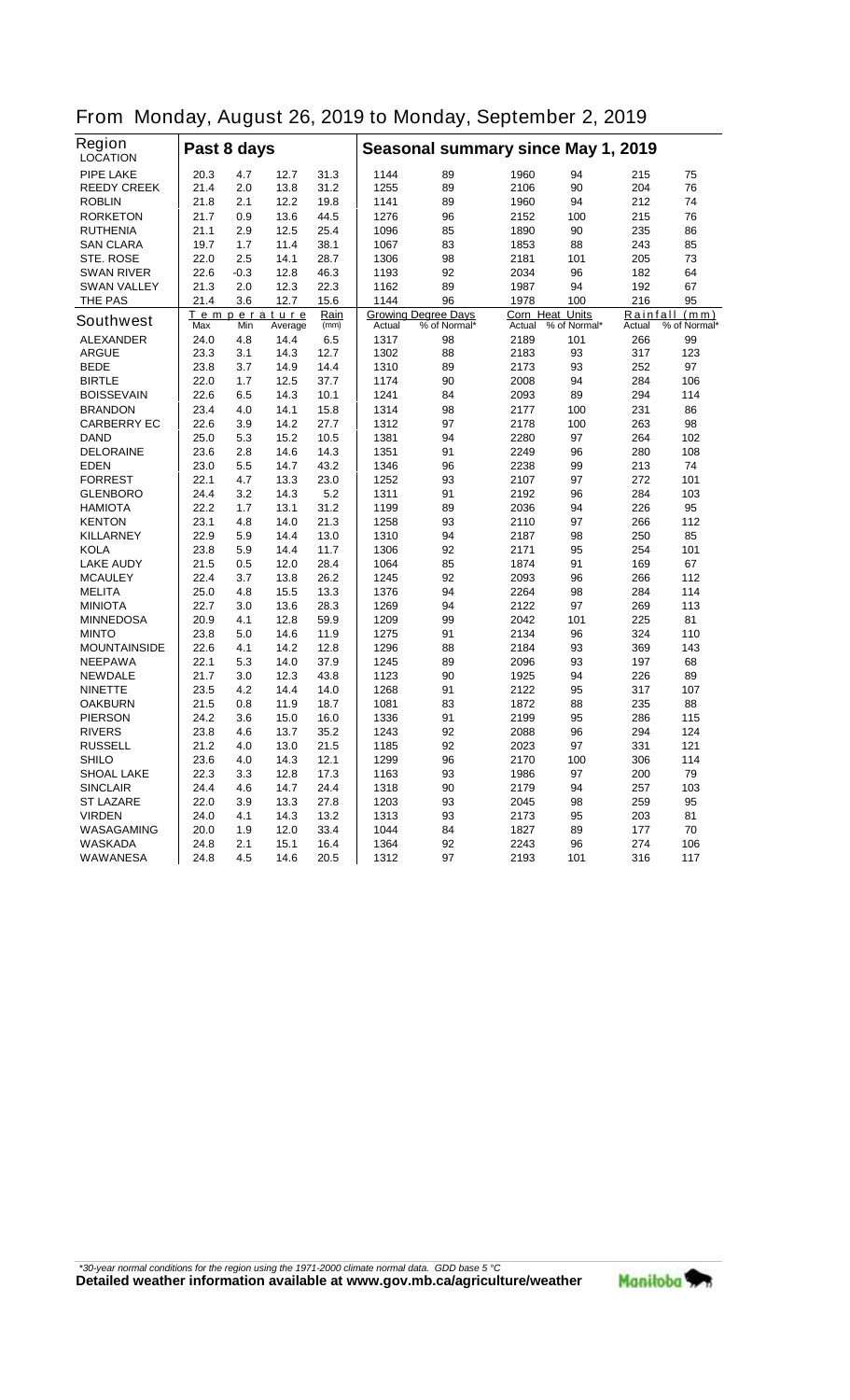# From Monday, August 26, 2019 to Monday, September 2, 2019

| Region LOCATION | Past 8 days | | | | Seasonal summary since May 1, 2019 | | | | | |
|---|---|---|---|---|---|---|---|---|---|---|
| PIPE LAKE | 20.3 | 4.7 | 12.7 | 31.3 | 1144 | 89 | 1960 | 94 | 215 | 75 |
| REEDY CREEK | 21.4 | 2.0 | 13.8 | 31.2 | 1255 | 89 | 2106 | 90 | 204 | 76 |
| ROBLIN | 21.8 | 2.1 | 12.2 | 19.8 | 1141 | 89 | 1960 | 94 | 212 | 74 |
| RORKETON | 21.7 | 0.9 | 13.6 | 44.5 | 1276 | 96 | 2152 | 100 | 215 | 76 |
| RUTHENIA | 21.1 | 2.9 | 12.5 | 25.4 | 1096 | 85 | 1890 | 90 | 235 | 86 |
| SAN CLARA | 19.7 | 1.7 | 11.4 | 38.1 | 1067 | 83 | 1853 | 88 | 243 | 85 |
| STE. ROSE | 22.0 | 2.5 | 14.1 | 28.7 | 1306 | 98 | 2181 | 101 | 205 | 73 |
| SWAN RIVER | 22.6 | -0.3 | 12.8 | 46.3 | 1193 | 92 | 2034 | 96 | 182 | 64 |
| SWAN VALLEY | 21.3 | 2.0 | 12.3 | 22.3 | 1162 | 89 | 1987 | 94 | 192 | 67 |
| THE PAS | 21.4 | 3.6 | 12.7 | 15.6 | 1144 | 96 | 1978 | 100 | 216 | 95 |
| **Southwest** | Temperature Max | Min | Average | Rain (mm) | Growing Degree Days Actual | % of Normal* | Corn Heat Units Actual | % of Normal* | Rainfall (mm) Actual | % of Normal* |
| ALEXANDER | 24.0 | 4.8 | 14.4 | 6.5 | 1317 | 98 | 2189 | 101 | 266 | 99 |
| ARGUE | 23.3 | 3.1 | 14.3 | 12.7 | 1302 | 88 | 2183 | 93 | 317 | 123 |
| BEDE | 23.8 | 3.7 | 14.9 | 14.4 | 1310 | 89 | 2173 | 93 | 252 | 97 |
| BIRTLE | 22.0 | 1.7 | 12.5 | 37.7 | 1174 | 90 | 2008 | 94 | 284 | 106 |
| BOISSEVAIN | 22.6 | 6.5 | 14.3 | 10.1 | 1241 | 84 | 2093 | 89 | 294 | 114 |
| BRANDON | 23.4 | 4.0 | 14.1 | 15.8 | 1314 | 98 | 2177 | 100 | 231 | 86 |
| CARBERRY EC | 22.6 | 3.9 | 14.2 | 27.7 | 1312 | 97 | 2178 | 100 | 263 | 98 |
| DAND | 25.0 | 5.3 | 15.2 | 10.5 | 1381 | 94 | 2280 | 97 | 264 | 102 |
| DELORAINE | 23.6 | 2.8 | 14.6 | 14.3 | 1351 | 91 | 2249 | 96 | 280 | 108 |
| EDEN | 23.0 | 5.5 | 14.7 | 43.2 | 1346 | 96 | 2238 | 99 | 213 | 74 |
| FORREST | 22.1 | 4.7 | 13.3 | 23.0 | 1252 | 93 | 2107 | 97 | 272 | 101 |
| GLENBORO | 24.4 | 3.2 | 14.3 | 5.2 | 1311 | 91 | 2192 | 96 | 284 | 103 |
| HAMIOTA | 22.2 | 1.7 | 13.1 | 31.2 | 1199 | 89 | 2036 | 94 | 226 | 95 |
| KENTON | 23.1 | 4.8 | 14.0 | 21.3 | 1258 | 93 | 2110 | 97 | 266 | 112 |
| KILLARNEY | 22.9 | 5.9 | 14.4 | 13.0 | 1310 | 94 | 2187 | 98 | 250 | 85 |
| KOLA | 23.8 | 5.9 | 14.4 | 11.7 | 1306 | 92 | 2171 | 95 | 254 | 101 |
| LAKE AUDY | 21.5 | 0.5 | 12.0 | 28.4 | 1064 | 85 | 1874 | 91 | 169 | 67 |
| MCAULEY | 22.4 | 3.7 | 13.8 | 26.2 | 1245 | 92 | 2093 | 96 | 266 | 112 |
| MELITA | 25.0 | 4.8 | 15.5 | 13.3 | 1376 | 94 | 2264 | 98 | 284 | 114 |
| MINIOTA | 22.7 | 3.0 | 13.6 | 28.3 | 1269 | 94 | 2122 | 97 | 269 | 113 |
| MINNEDOSA | 20.9 | 4.1 | 12.8 | 59.9 | 1209 | 99 | 2042 | 101 | 225 | 81 |
| MINTO | 23.8 | 5.0 | 14.6 | 11.9 | 1275 | 91 | 2134 | 96 | 324 | 110 |
| MOUNTAINSIDE | 22.6 | 4.1 | 14.2 | 12.8 | 1296 | 88 | 2184 | 93 | 369 | 143 |
| NEEPAWA | 22.1 | 5.3 | 14.0 | 37.9 | 1245 | 89 | 2096 | 93 | 197 | 68 |
| NEWDALE | 21.7 | 3.0 | 12.3 | 43.8 | 1123 | 90 | 1925 | 94 | 226 | 89 |
| NINETTE | 23.5 | 4.2 | 14.4 | 14.0 | 1268 | 91 | 2122 | 95 | 317 | 107 |
| OAKBURN | 21.5 | 0.8 | 11.9 | 18.7 | 1081 | 83 | 1872 | 88 | 235 | 88 |
| PIERSON | 24.2 | 3.6 | 15.0 | 16.0 | 1336 | 91 | 2199 | 95 | 286 | 115 |
| RIVERS | 23.8 | 4.6 | 13.7 | 35.2 | 1243 | 92 | 2088 | 96 | 294 | 124 |
| RUSSELL | 21.2 | 4.0 | 13.0 | 21.5 | 1185 | 92 | 2023 | 97 | 331 | 121 |
| SHILO | 23.6 | 4.0 | 14.3 | 12.1 | 1299 | 96 | 2170 | 100 | 306 | 114 |
| SHOAL LAKE | 22.3 | 3.3 | 12.8 | 17.3 | 1163 | 93 | 1986 | 97 | 200 | 79 |
| SINCLAIR | 24.4 | 4.6 | 14.7 | 24.4 | 1318 | 90 | 2179 | 94 | 257 | 103 |
| ST LAZARE | 22.0 | 3.9 | 13.3 | 27.8 | 1203 | 93 | 2045 | 98 | 259 | 95 |
| VIRDEN | 24.0 | 4.1 | 14.3 | 13.2 | 1313 | 93 | 2173 | 95 | 203 | 81 |
| WASAGAMING | 20.0 | 1.9 | 12.0 | 33.4 | 1044 | 84 | 1827 | 89 | 177 | 70 |
| WASKADA | 24.8 | 2.1 | 15.1 | 16.4 | 1364 | 92 | 2243 | 96 | 274 | 106 |
| WAWANESA | 24.8 | 4.5 | 14.6 | 20.5 | 1312 | 97 | 2193 | 101 | 316 | 117 |

*30-year normal conditions for the region using the 1971-2000 climate normal data. GDD base 5 °C

**Detailed weather information available at www.gov.mb.ca/agriculture/weather**

Manitoba